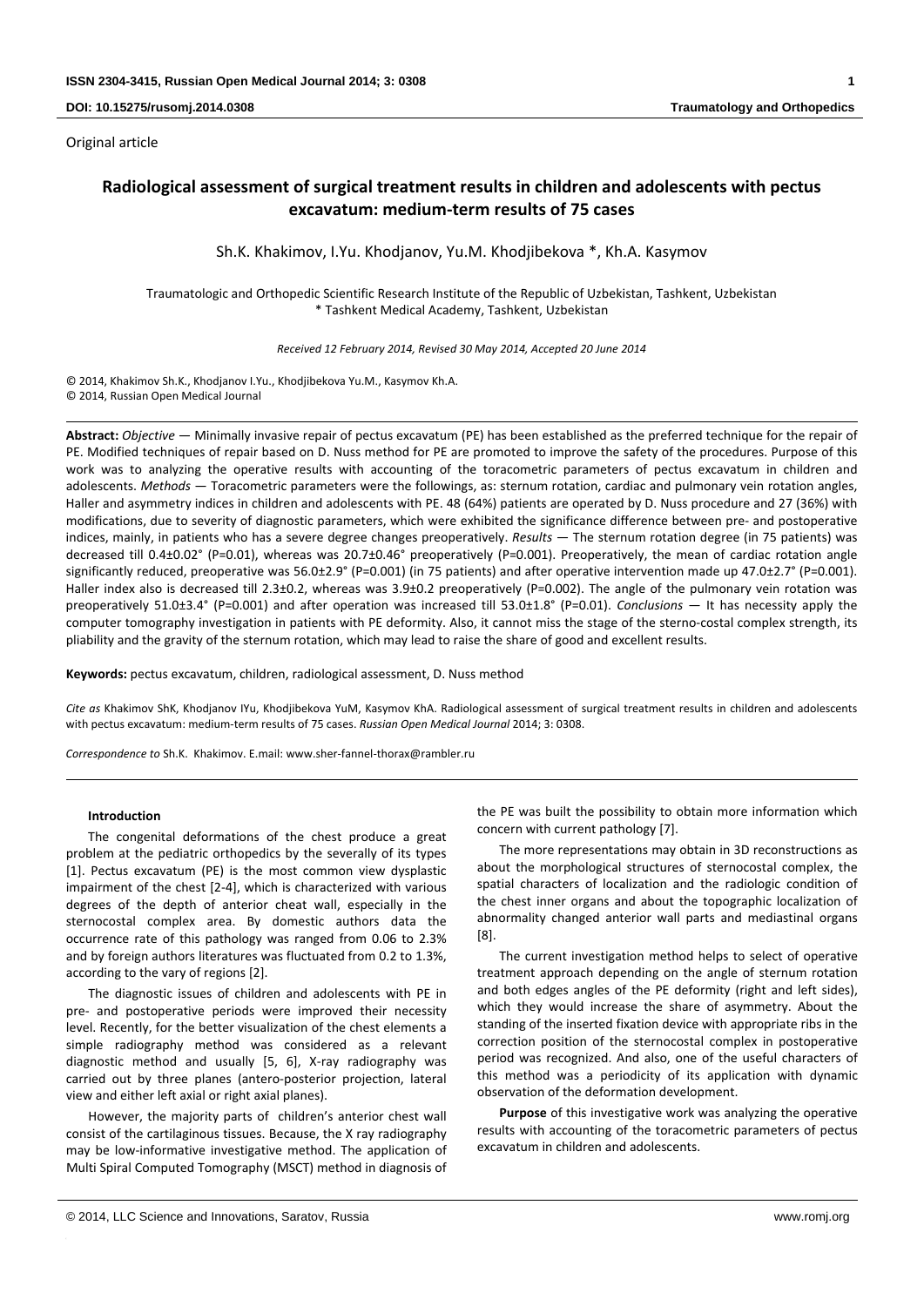Original article

# Radiological assessment of surgical treatment results in children and adolescents with pectus excavatum: medium-term results of 75 cases

Sh.K. Khakimov, I.Yu. Khodjanov, Yu.M. Khodjibekova *, Kh.A. Kasymov

Traumatologic and Orthopedic Scientific Research Institute of the Republic of Uzbekistan, Tashkent, Uzbekistan
* Tashkent Medical Academy, Tashkent, Uzbekistan

*Received 12 February 2014, Revised 30 May 2014, Accepted 20 June 2014*

© 2014, Khakimov Sh.K., Khodjanov I.Yu., Khodjibekova Yu.M., Kasymov Kh.A.
© 2014, Russian Open Medical Journal

**Abstract:** *Objective* — Minimally invasive repair of pectus excavatum (PE) has been established as the preferred technique for the repair of PE. Modified techniques of repair based on D. Nuss method for PE are promoted to improve the safety of the procedures. Purpose of this work was to analyzing the operative results with accounting of the toracometric parameters of pectus excavatum in children and adolescents. *Methods* — Toracometric parameters were the followings, as: sternum rotation, cardiac and pulmonary vein rotation angles, Haller and asymmetry indices in children and adolescents with PE. 48 (64%) patients are operated by D. Nuss procedure and 27 (36%) with modifications, due to severity of diagnostic parameters, which were exhibited the significance difference between pre- and postoperative indices, mainly, in patients who has a severe degree changes preoperatively. *Results* — The sternum rotation degree (in 75 patients) was decreased till 0.4±0.02° (P=0.01), whereas was 20.7±0.46° preoperatively (P=0.001). Preoperatively, the mean of cardiac rotation angle significantly reduced, preoperative was 56.0±2.9° (P=0.001) (in 75 patients) and after operative intervention made up 47.0±2.7° (P=0.001). Haller index also is decreased till 2.3±0.2, whereas was 3.9±0.2 preoperatively (P=0.002). The angle of the pulmonary vein rotation was preoperatively 51.0±3.4° (P=0.001) and after operation was increased till 53.0±1.8° (P=0.01). *Conclusions* — It has necessity apply the computer tomography investigation in patients with PE deformity. Also, it cannot miss the stage of the sterno-costal complex strength, its pliability and the gravity of the sternum rotation, which may lead to raise the share of good and excellent results.

**Keywords:** pectus excavatum, children, radiological assessment, D. Nuss method

*Cite as* Khakimov ShK, Khodjanov IYu, Khodjibekova YuM, Kasymov KhA. Radiological assessment of surgical treatment results in children and adolescents with pectus excavatum: medium-term results of 75 cases. *Russian Open Medical Journal* 2014; 3: 0308.

*Correspondence to* Sh.K. Khakimov. E.mail: www.sher-fannel-thorax@rambler.ru

## Introduction

The congenital deformations of the chest produce a great problem at the pediatric orthopedics by the severally of its types [1]. Pectus excavatum (PE) is the most common view dysplastic impairment of the chest [2-4], which is characterized with various degrees of the depth of anterior cheat wall, especially in the sternocostal complex area. By domestic authors data the occurrence rate of this pathology was ranged from 0.06 to 2.3% and by foreign authors literatures was fluctuated from 0.2 to 1.3%, according to the vary of regions [2].

The diagnostic issues of children and adolescents with PE in pre- and postoperative periods were improved their necessity level. Recently, for the better visualization of the chest elements a simple radiography method was considered as a relevant diagnostic method and usually [5, 6], X-ray radiography was carried out by three planes (antero-posterior projection, lateral view and either left axial or right axial planes).

However, the majority parts of children's anterior chest wall consist of the cartilaginous tissues. Because, the X ray radiography may be low-informative investigative method. The application of Multi Spiral Computed Tomography (MSCT) method in diagnosis of the PE was built the possibility to obtain more information which concern with current pathology [7].

The more representations may obtain in 3D reconstructions as about the morphological structures of sternocostal complex, the spatial characters of localization and the radiologic condition of the chest inner organs and about the topographic localization of abnormality changed anterior wall parts and mediastinal organs [8].

The current investigation method helps to select of operative treatment approach depending on the angle of sternum rotation and both edges angles of the PE deformity (right and left sides), which they would increase the share of asymmetry. About the standing of the inserted fixation device with appropriate ribs in the correction position of the sternocostal complex in postoperative period was recognized. And also, one of the useful characters of this method was a periodicity of its application with dynamic observation of the deformation development.

**Purpose** of this investigative work was analyzing the operative results with accounting of the toracometric parameters of pectus excavatum in children and adolescents.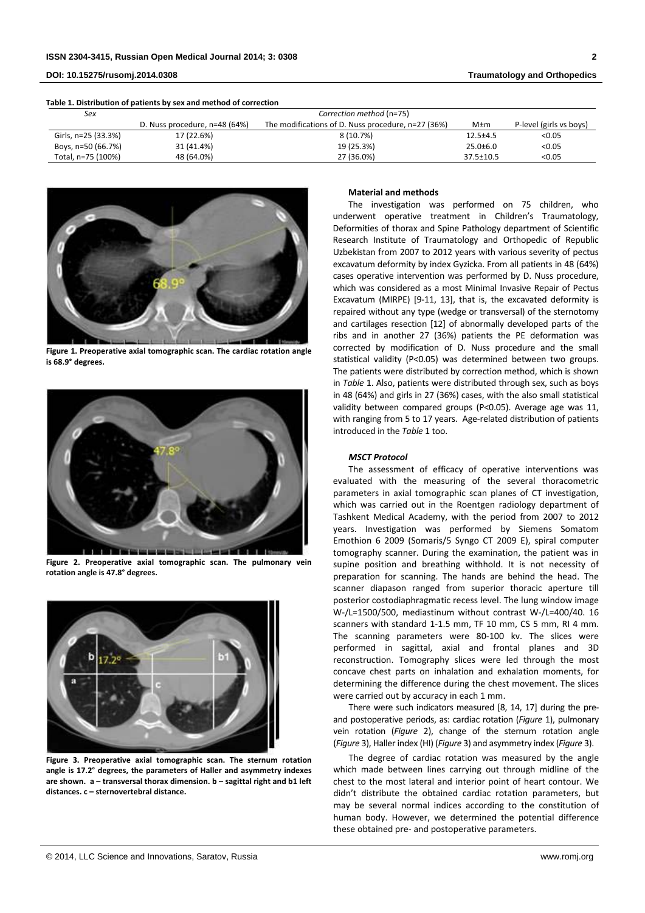**Table 1. Distribution of patients by sex and method of correction**

| Sex | Correction method (n=75) | | | |
|---|---|---|---|---|
| | D. Nuss procedure, n=48 (64%) | The modifications of D. Nuss procedure, n=27 (36%) | M±m | P-level (girls vs boys) |
| Girls, n=25 (33.3%) | 17 (22.6%) | 8 (10.7%) | 12.5±4.5 | <0.05 |
| Boys, n=50 (66.7%) | 31 (41.4%) | 19 (25.3%) | 25.0±6.0 | <0.05 |
| Total, n=75 (100%) | 48 (64.0%) | 27 (36.0%) | 37.5±10.5 | <0.05 |

**Figure 1. Preoperative axial tomographic scan. The cardiac rotation angle is 68.9° degrees.**

**Figure 2. Preoperative axial tomographic scan. The pulmonary vein rotation angle is 47.8° degrees.**

**Figure 3. Preoperative axial tomographic scan. The sternum rotation angle is 17.2° degrees, the parameters of Haller and asymmetry indexes are shown. a – transversal thorax dimension. b – sagittal right and b1 left distances. c – sternovertebral distance.**

## Material and methods

The investigation was performed on 75 children, who underwent operative treatment in Children's Traumatology, Deformities of thorax and Spine Pathology department of Scientific Research Institute of Traumatology and Orthopedic of Republic Uzbekistan from 2007 to 2012 years with various severity of pectus excavatum deformity by index Gyzicka. From all patients in 48 (64%) cases operative intervention was performed by D. Nuss procedure, which was considered as a most Minimal Invasive Repair of Pectus Excavatum (MIRPE) [9-11, 13], that is, the excavated deformity is repaired without any type (wedge or transversal) of the sternotomy and cartilages resection [12] of abnormally developed parts of the ribs and in another 27 (36%) patients the PE deformation was corrected by modification of D. Nuss procedure and the small statistical validity (P<0.05) was determined between two groups. The patients were distributed by correction method, which is shown in *Table* 1. Also, patients were distributed through sex, such as boys in 48 (64%) and girls in 27 (36%) cases, with the also small statistical validity between compared groups (P<0.05). Average age was 11, with ranging from 5 to 17 years. Age-related distribution of patients introduced in the *Table* 1 too.

### *MSCT Protocol*

The assessment of efficacy of operative interventions was evaluated with the measuring of the several thoracometric parameters in axial tomographic scan planes of CT investigation, which was carried out in the Roentgen radiology department of Tashkent Medical Academy, with the period from 2007 to 2012 years. Investigation was performed by Siemens Somatom Emothion 6 2009 (Somaris/5 Syngo CT 2009 E), spiral computer tomography scanner. During the examination, the patient was in supine position and breathing withhold. It is not necessity of preparation for scanning. The hands are behind the head. The scanner diapason ranged from superior thoracic aperture till posterior costodiaphragmatic recess level. The lung window image W-/L=1500/500, mediastinum without contrast W-/L=400/40. 16 scanners with standard 1-1.5 mm, TF 10 mm, CS 5 mm, RI 4 mm. The scanning parameters were 80-100 kv. The slices were performed in sagittal, axial and frontal planes and 3D reconstruction. Tomography slices were led through the most concave chest parts on inhalation and exhalation moments, for determining the difference during the chest movement. The slices were carried out by accuracy in each 1 mm.

There were such indicators measured [8, 14, 17] during the pre- and postoperative periods, as: cardiac rotation (*Figure* 1), pulmonary vein rotation (*Figure* 2), change of the sternum rotation angle (*Figure* 3), Haller index (HI) (*Figure* 3) and asymmetry index (*Figure* 3).

The degree of cardiac rotation was measured by the angle which made between lines carrying out through midline of the chest to the most lateral and interior point of heart contour. We didn't distribute the obtained cardiac rotation parameters, but may be several normal indices according to the constitution of human body. However, we determined the potential difference these obtained pre- and postoperative parameters.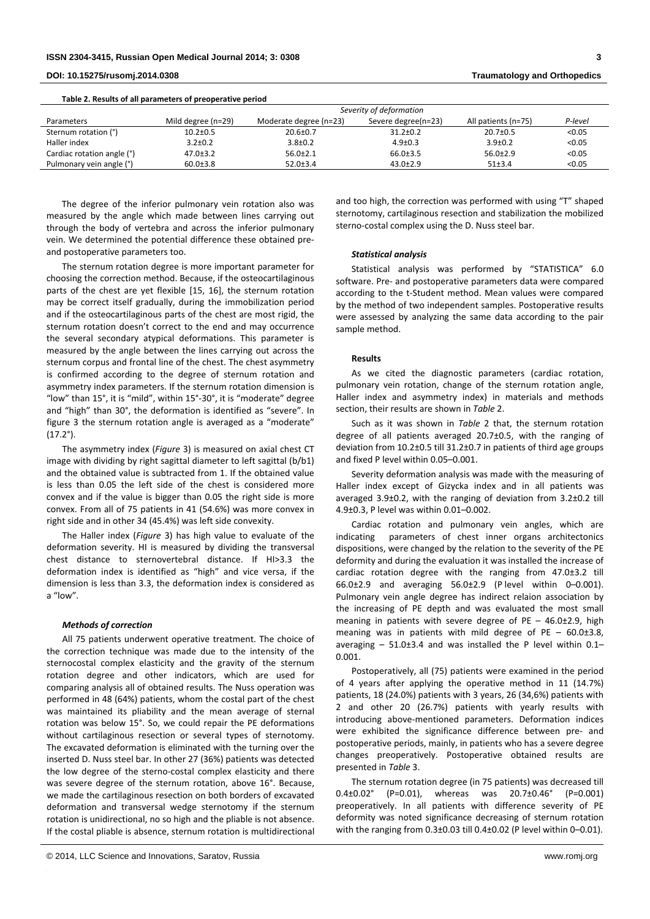**Table 2. Results of all parameters of preoperative period**

| Parameters | Severity of deformation | | | | |
|---|---|---|---|---|---|
| | Mild degree (n=29) | Moderate degree (n=23) | Severe degree(n=23) | All patients (n=75) | *P-level* |
| Sternum rotation (°) | 10.2±0.5 | 20.6±0.7 | 31.2±0.2 | 20.7±0.5 | <0.05 |
| Haller index | 3.2±0.2 | 3.8±0.2 | 4.9±0.3 | 3.9±0.2 | <0.05 |
| Cardiac rotation angle (°) | 47.0±3.2 | 56.0±2.1 | 66.0±3.5 | 56.0±2.9 | <0.05 |
| Pulmonary vein angle (°) | 60.0±3.8 | 52.0±3.4 | 43.0±2.9 | 51±3.4 | <0.05 |

The degree of the inferior pulmonary vein rotation also was measured by the angle which made between lines carrying out through the body of vertebra and across the inferior pulmonary vein. We determined the potential difference these obtained pre- and postoperative parameters too.

The sternum rotation degree is more important parameter for choosing the correction method. Because, if the osteocartilaginous parts of the chest are yet flexible [15, 16], the sternum rotation may be correct itself gradually, during the immobilization period and if the osteocartilaginous parts of the chest are most rigid, the sternum rotation doesn't correct to the end and may occurrence the several secondary atypical deformations. This parameter is measured by the angle between the lines carrying out across the sternum corpus and frontal line of the chest. The chest asymmetry is confirmed according to the degree of sternum rotation and asymmetry index parameters. If the sternum rotation dimension is "low" than 15°, it is "mild", within 15°-30°, it is "moderate" degree and "high" than 30°, the deformation is identified as "severe". In figure 3 the sternum rotation angle is averaged as a "moderate" (17.2°).

The asymmetry index (*Figure* 3) is measured on axial chest CT image with dividing by right sagittal diameter to left sagittal (b/b1) and the obtained value is subtracted from 1. If the obtained value is less than 0.05 the left side of the chest is considered more convex and if the value is bigger than 0.05 the right side is more convex. From all of 75 patients in 41 (54.6%) was more convex in right side and in other 34 (45.4%) was left side convexity.

The Haller index (*Figure* 3) has high value to evaluate of the deformation severity. HI is measured by dividing the transversal chest distance to sternovertebral distance. If HI>3.3 the deformation index is identified as "high" and vice versa, if the dimension is less than 3.3, the deformation index is considered as a "low".

### *Methods of correction*

All 75 patients underwent operative treatment. The choice of the correction technique was made due to the intensity of the sternocostal complex elasticity and the gravity of the sternum rotation degree and other indicators, which are used for comparing analysis all of obtained results. The Nuss operation was performed in 48 (64%) patients, whom the costal part of the chest was maintained its pliability and the mean average of sternal rotation was below 15°. So, we could repair the PE deformations without cartilaginous resection or several types of sternotomy. The excavated deformation is eliminated with the turning over the inserted D. Nuss steel bar. In other 27 (36%) patients was detected the low degree of the sterno-costal complex elasticity and there was severe degree of the sternum rotation, above 16°. Because, we made the cartilaginous resection on both borders of excavated deformation and transversal wedge sternotomy if the sternum rotation is unidirectional, no so high and the pliable is not absence. If the costal pliable is absence, sternum rotation is multidirectional and too high, the correction was performed with using "T" shaped sternotomy, cartilaginous resection and stabilization the mobilized sterno-costal complex using the D. Nuss steel bar.

### *Statistical analysis*

Statistical analysis was performed by "STATISTICA" 6.0 software. Pre- and postoperative parameters data were compared according to the t-Student method. Mean values were compared by the method of two independent samples. Postoperative results were assessed by analyzing the same data according to the pair sample method.

## Results

As we cited the diagnostic parameters (cardiac rotation, pulmonary vein rotation, change of the sternum rotation angle, Haller index and asymmetry index) in materials and methods section, their results are shown in *Table* 2.

Such as it was shown in *Table* 2 that, the sternum rotation degree of all patients averaged 20.7±0.5, with the ranging of deviation from 10.2±0.5 till 31.2±0.7 in patients of third age groups and fixed P level within 0.05–0.001.

Severity deformation analysis was made with the measuring of Haller index except of Gizycka index and in all patients was averaged 3.9±0.2, with the ranging of deviation from 3.2±0.2 till 4.9±0.3, P level was within 0.01–0.002.

Cardiac rotation and pulmonary vein angles, which are indicating parameters of chest inner organs architectonics dispositions, were changed by the relation to the severity of the PE deformity and during the evaluation it was installed the increase of cardiac rotation degree with the ranging from 47.0±3.2 till 66.0±2.9 and averaging 56.0±2.9 (P level within 0–0.001). Pulmonary vein angle degree has indirect relaion association by the increasing of PE depth and was evaluated the most small meaning in patients with severe degree of PE – 46.0±2.9, high meaning was in patients with mild degree of PE – 60.0±3.8, averaging – 51.0±3.4 and was installed the P level within 0.1–0.001.

Postoperatively, all (75) patients were examined in the period of 4 years after applying the operative method in 11 (14.7%) patients, 18 (24.0%) patients with 3 years, 26 (34,6%) patients with 2 and other 20 (26.7%) patients with yearly results with introducing above-mentioned parameters. Deformation indices were exhibited the significance difference between pre- and postoperative periods, mainly, in patients who has a severe degree changes preoperatively. Postoperative obtained results are presented in *Table* 3.

The sternum rotation degree (in 75 patients) was decreased till 0.4±0.02° (P=0.01), whereas was 20.7±0.46° (P=0.001) preoperatively. In all patients with difference severity of PE deformity was noted significance decreasing of sternum rotation with the ranging from 0.3±0.03 till 0.4±0.02 (P level within 0–0.01).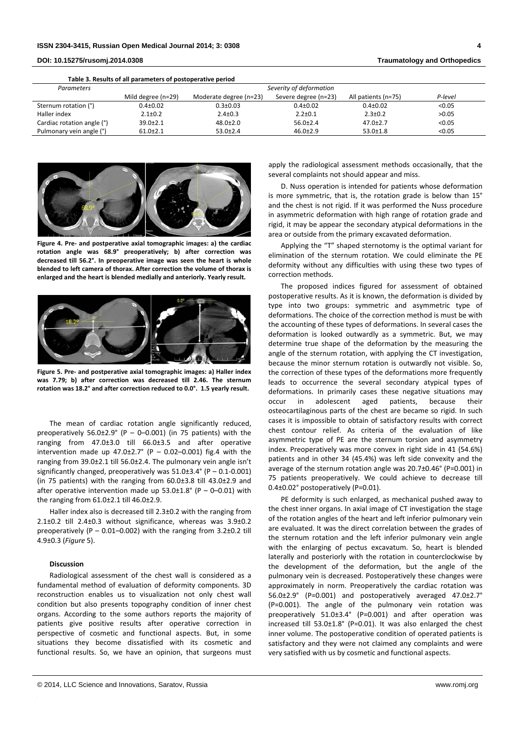**Table 3. Results of all parameters of postoperative period**

| *Parameters* | *Severity of deformation* | | | | |
|---|---|---|---|---|---|
| | Mild degree (n=29) | Moderate degree (n=23) | Severe degree (n=23) | All patients (n=75) | *P-level* |
| Sternum rotation (°) | 0.4±0.02 | 0.3±0.03 | 0.4±0.02 | 0.4±0.02 | <0.05 |
| Haller index | 2.1±0.2 | 2.4±0.3 | 2.2±0.1 | 2.3±0.2 | >0.05 |
| Cardiac rotation angle (°) | 39.0±2.1 | 48.0±2.0 | 56.0±2.4 | 47.0±2.7 | <0.05 |
| Pulmonary vein angle (°) | 61.0±2.1 | 53.0±2.4 | 46.0±2.9 | 53.0±1.8 | <0.05 |

**Figure 4. Pre- and postperative axial tomographic images: a) the cardiac rotation angle was 68.9° preoperatively; b) after correction was decreased till 56.2°. In preoperative image was seen the heart is whole blended to left camera of thorax. After correction the volume of thorax is enlarged and the heart is blended medially and anteriorly. Yearly result.**

**Figure 5. Pre- and postperative axial tomographic images: a) Haller index was 7.79; b) after correction was decreased till 2.46. The sternum rotation was 18.2° and after correction reduced to 0.0°. 1.5 yearly result.**

The mean of cardiac rotation angle significantly reduced, preoperatively 56.0±2.9° (P – 0–0.001) (in 75 patients) with the ranging from 47.0±3.0 till 66.0±3.5 and after operative intervention made up 47.0±2.7° (P – 0.02–0.001) fig.4 with the ranging from 39.0±2.1 till 56.0±2.4. The pulmonary vein angle isn't significantly changed, preoperatively was 51.0±3.4° (P – 0.1-0.001) (in 75 patients) with the ranging from 60.0±3.8 till 43.0±2.9 and after operative intervention made up 53.0±1.8° (P – 0–0.01) with the ranging from 61.0±2.1 till 46.0±2.9.

Haller index also is decreased till 2.3±0.2 with the ranging from 2.1±0.2 till 2.4±0.3 without significance, whereas was 3.9±0.2 preoperatively (P – 0.01–0.002) with the ranging from 3.2±0.2 till 4.9±0.3 (*Figure* 5).

### Discussion

Radiological assessment of the chest wall is considered as a fundamental method of evaluation of deformity components. 3D reconstruction enables us to visualization not only chest wall condition but also presents topography condition of inner chest organs. According to the some authors reports the majority of patients give positive results after operative correction in perspective of cosmetic and functional aspects. But, in some situations they become dissatisfied with its cosmetic and functional results. So, we have an opinion, that surgeons must apply the radiological assessment methods occasionally, that the several complaints not should appear and miss.

D. Nuss operation is intended for patients whose deformation is more symmetric, that is, the rotation grade is below than 15° and the chest is not rigid. If it was performed the Nuss procedure in asymmetric deformation with high range of rotation grade and rigid, it may be appear the secondary atypical deformations in the area or outside from the primary excavated deformation.

Applying the "T" shaped sternotomy is the optimal variant for elimination of the sternum rotation. We could eliminate the PE deformity without any difficulties with using these two types of correction methods.

The proposed indices figured for assessment of obtained postoperative results. As it is known, the deformation is divided by type into two groups: symmetric and asymmetric type of deformations. The choice of the correction method is must be with the accounting of these types of deformations. In several cases the deformation is looked outwardly as a symmetric. But, we may determine true shape of the deformation by the measuring the angle of the sternum rotation, with applying the CT investigation, because the minor sternum rotation is outwardly not visible. So, the correction of these types of the deformations more frequently leads to occurrence the several secondary atypical types of deformations. In primarily cases these negative situations may occur in adolescent aged patients, because their osteocartilaginous parts of the chest are became so rigid. In such cases it is impossible to obtain of satisfactory results with correct chest contour relief. As criteria of the evaluation of like asymmetric type of PE are the sternum torsion and asymmetry index. Preoperatively was more convex in right side in 41 (54.6%) patients and in other 34 (45.4%) was left side convexity and the average of the sternum rotation angle was 20.7±0.46° (P=0.001) in 75 patients preoperatively. We could achieve to decrease till 0.4±0.02° postoperatively (P=0.01).

PE deformity is such enlarged, as mechanical pushed away to the chest inner organs. In axial image of CT investigation the stage of the rotation angles of the heart and left inferior pulmonary vein are evaluated. It was the direct correlation between the grades of the sternum rotation and the left inferior pulmonary vein angle with the enlarging of pectus excavatum. So, heart is blended laterally and posteriorly with the rotation in counterclockwise by the development of the deformation, but the angle of the pulmonary vein is decreased. Postoperatively these changes were approximately in norm. Preoperatively the cardiac rotation was 56.0±2.9° (P=0.001) and postoperatively averaged 47.0±2.7° (P=0.001). The angle of the pulmonary vein rotation was preoperatively 51.0±3.4° (P=0.001) and after operation was increased till 53.0±1.8° (P=0.01). It was also enlarged the chest inner volume. The postoperative condition of operated patients is satisfactory and they were not claimed any complaints and were very satisfied with us by cosmetic and functional aspects.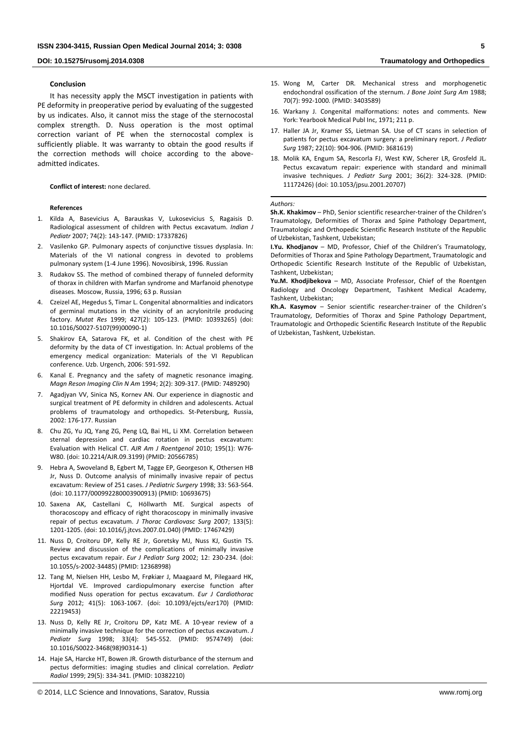### Conclusion

It has necessity apply the MSCT investigation in patients with PE deformity in preoperative period by evaluating of the suggested by us indicates. Also, it cannot miss the stage of the sternocostal complex strength. D. Nuss operation is the most optimal correction variant of PE when the sternocostal complex is sufficiently pliable. It was warranty to obtain the good results if the correction methods will choice according to the above-admitted indicates.

**Conflict of interest:** none declared.

### References

1. Kilda A, Basevicius A, Barauskas V, Lukosevicius S, Ragaisis D. Radiological assessment of children with Pectus excavatum. *Indian J Pediatr* 2007; 74(2): 143-147. (PMID: 17337826)
2. Vasilenko GP. Pulmonary aspects of conjunctive tissues dysplasia. In: Materials of the VI national congress in devoted to problems pulmonary system (1-4 June 1996). Novosibirsk, 1996. Russian
3. Rudakov SS. The method of combined therapy of funneled deformity of thorax in children with Marfan syndrome and Marfanoid phenotype diseases. Moscow, Russia, 1996; 63 p. Russian
4. Czeizel AE, Hegedus S, Timar L. Congenital abnormalities and indicators of germinal mutations in the vicinity of an acrylonitrile producing factory. *Mutat Res* 1999; 427(2): 105-123. (PMID: 10393265) (doi: 10.1016/S0027-5107(99)00090-1)
5. Shakirov EA, Satarova FK, et al. Condition of the chest with PE deformity by the data of CT investigation. In: Actual problems of the emergency medical organization: Materials of the VI Republican conference. Uzb. Urgench, 2006: 591-592.
6. Kanal E. Pregnancy and the safety of magnetic resonance imaging. *Magn Reson Imaging Clin N Am* 1994; 2(2): 309-317. (PMID: 7489290)
7. Agadjyan VV, Sinica NS, Kornev AN. Our experience in diagnostic and surgical treatment of PE deformity in children and adolescents. Actual problems of traumatology and orthopedics. St-Petersburg, Russia, 2002: 176-177. Russian
8. Chu ZG, Yu JQ, Yang ZG, Peng LQ, Bai HL, Li XM. Correlation between sternal depression and cardiac rotation in pectus excavatum: Evaluation with Helical CT. *AJR Am J Roentgenol* 2010; 195(1): W76-W80. (doi: 10.2214/AJR.09.3199) (PMID: 20566785)
9. Hebra A, Swoveland B, Egbert M, Tagge EP, Georgeson K, Othersen HB Jr, Nuss D. Outcome analysis of minimally invasive repair of pectus excavatum: Review of 251 cases. *J Pediatric Surgery* 1998; 33: 563-564. (doi: 10.1177/000992280003900913) (PMID: 10693675)
10. Saxena AK, Castellani C, Höllwarth ME. Surgical aspects of thoracoscopy and efficacy of right thoracoscopy in minimally invasive repair of pectus excavatum. *J Thorac Cardiovasc Surg* 2007; 133(5): 1201-1205. (doi: 10.1016/j.jtcvs.2007.01.040) (PMID: 17467429)
11. Nuss D, Croitoru DP, Kelly RE Jr, Goretsky MJ, Nuss KJ, Gustin TS. Review and discussion of the complications of minimally invasive pectus excavatum repair. *Eur J Pediatr Surg* 2002; 12: 230-234. (doi: 10.1055/s-2002-34485) (PMID: 12368998)
12. Tang M, Nielsen HH, Lesbo M, Frøkiær J, Maagaard M, Pilegaard HK, Hjortdal VE. Improved cardiopulmonary exercise function after modified Nuss operation for pectus excavatum. *Eur J Cardiothorac Surg* 2012; 41(5): 1063-1067. (doi: 10.1093/ejcts/ezr170) (PMID: 22219453)
13. Nuss D, Kelly RE Jr, Croitoru DP, Katz ME. A 10-year review of a minimally invasive technique for the correction of pectus excavatum. *J Pediatr Surg* 1998; 33(4): 545-552. (PMID: 9574749) (doi: 10.1016/S0022-3468(98)90314-1)
14. Haje SA, Harcke HT, Bowen JR. Growth disturbance of the sternum and pectus deformities: imaging studies and clinical correlation. *Pediatr Radiol* 1999; 29(5): 334-341. (PMID: 10382210)
15. Wong M, Carter DR. Mechanical stress and morphogenetic endochondral ossification of the sternum. *J Bone Joint Surg Am* 1988; 70(7): 992-1000. (PMID: 3403589)
16. Warkany J. Congenital malformations: notes and comments. New York: Yearbook Medical Publ Inc, 1971; 211 p.
17. Haller JA Jr, Kramer SS, Lietman SA. Use of CT scans in selection of patients for pectus excavatum surgery: a preliminary report. *J Pediatr Surg* 1987; 22(10): 904-906. (PMID: 3681619)
18. Molik KA, Engum SA, Rescorla FJ, West KW, Scherer LR, Grosfeld JL. Pectus excavatum repair: experience with standard and minimall invasive techniques. *J Pediatr Surg* 2001; 36(2): 324-328. (PMID: 11172426) (doi: 10.1053/jpsu.2001.20707)

*Authors:*

**Sh.K. Khakimov** – PhD, Senior scientific researcher-trainer of the Children's Traumatology, Deformities of Thorax and Spine Pathology Department, Traumatologic and Orthopedic Scientific Research Institute of the Republic of Uzbekistan, Tashkent, Uzbekistan;

**I.Yu. Khodjanov** – MD, Professor, Chief of the Children's Traumatology, Deformities of Thorax and Spine Pathology Department, Traumatologic and Orthopedic Scientific Research Institute of the Republic of Uzbekistan, Tashkent, Uzbekistan;

**Yu.M. Khodjibekova** – MD, Associate Professor, Chief of the Roentgen Radiology and Oncology Department, Tashkent Medical Academy, Tashkent, Uzbekistan;

**Kh.A. Kasymov** – Senior scientific researcher-trainer of the Children's Traumatology, Deformities of Thorax and Spine Pathology Department, Traumatologic and Orthopedic Scientific Research Institute of the Republic of Uzbekistan, Tashkent, Uzbekistan.